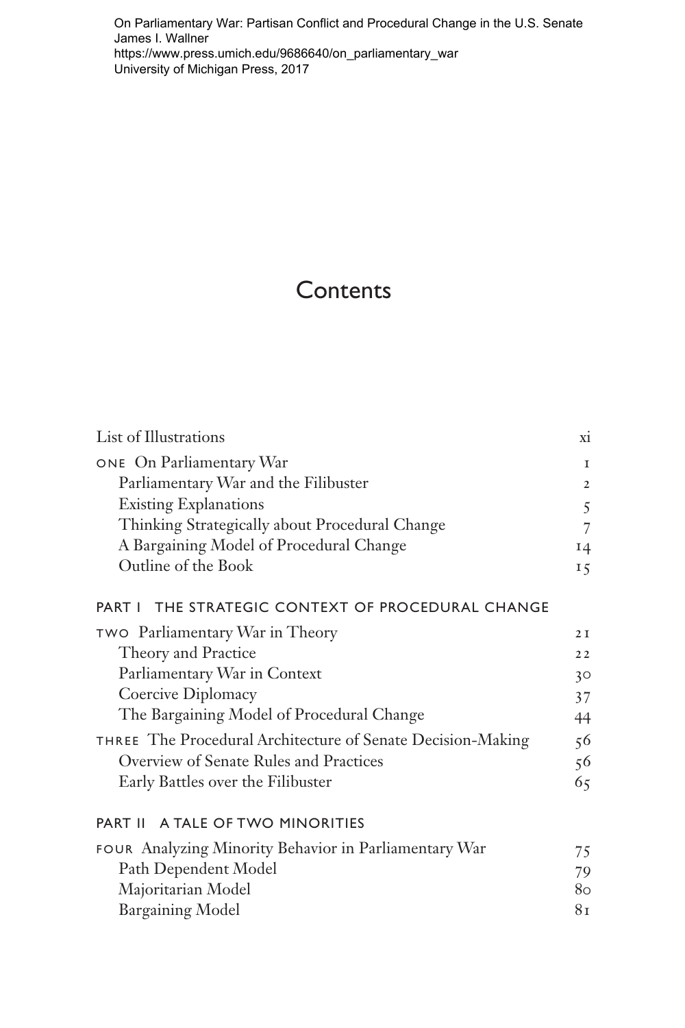On Parliamentary War: Partisan Conflict and Procedural Change in the U.S. Senate
James I. Wallner
https://www.press.umich.edu/9686640/on_parliamentary_war
University of Michigan Press, 2017

# Contents

| | |
|---|---|
| List of Illustrations | xi |
| ONE On Parliamentary War | 1 |
| Parliamentary War and the Filibuster | 2 |
| Existing Explanations | 5 |
| Thinking Strategically about Procedural Change | 7 |
| A Bargaining Model of Procedural Change | 14 |
| Outline of the Book | 15 |

## PART I THE STRATEGIC CONTEXT OF PROCEDURAL CHANGE

| | |
|---|---|
| TWO Parliamentary War in Theory | 21 |
| Theory and Practice | 22 |
| Parliamentary War in Context | 30 |
| Coercive Diplomacy | 37 |
| The Bargaining Model of Procedural Change | 44 |
| THREE The Procedural Architecture of Senate Decision-Making | 56 |
| Overview of Senate Rules and Practices | 56 |
| Early Battles over the Filibuster | 65 |

## PART II A TALE OF TWO MINORITIES

| | |
|---|---|
| FOUR Analyzing Minority Behavior in Parliamentary War | 75 |
| Path Dependent Model | 79 |
| Majoritarian Model | 80 |
| Bargaining Model | 81 |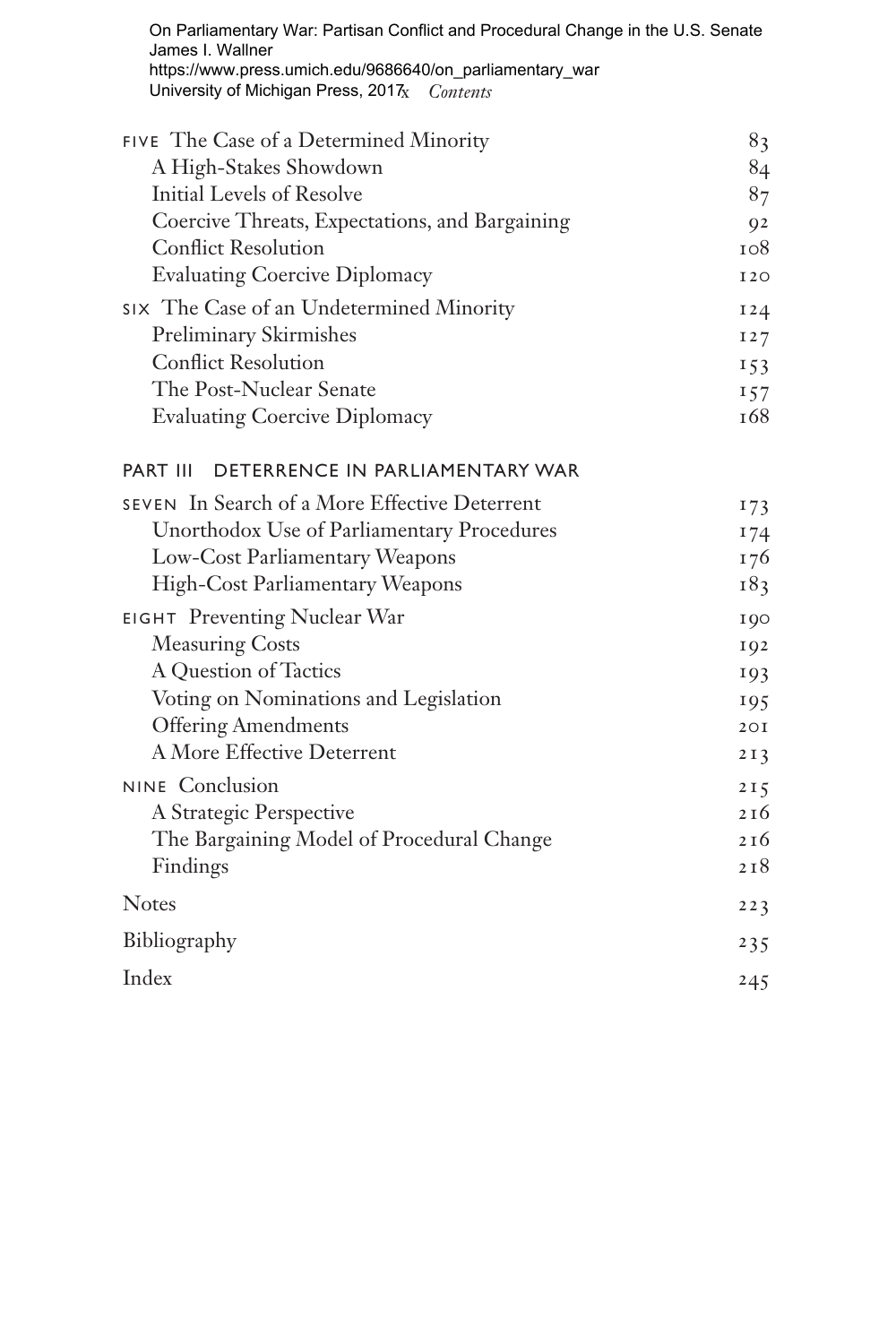FIVE The Case of a Determined Minority 83
- A High-Stakes Showdown 84
- Initial Levels of Resolve 87
- Coercive Threats, Expectations, and Bargaining 92
- Conflict Resolution 108
- Evaluating Coercive Diplomacy 120

SIX The Case of an Undetermined Minority 124
- Preliminary Skirmishes 127
- Conflict Resolution 153
- The Post-Nuclear Senate 157
- Evaluating Coercive Diplomacy 168

## PART III DETERRENCE IN PARLIAMENTARY WAR

SEVEN In Search of a More Effective Deterrent 173
- Unorthodox Use of Parliamentary Procedures 174
- Low-Cost Parliamentary Weapons 176
- High-Cost Parliamentary Weapons 183

EIGHT Preventing Nuclear War 190
- Measuring Costs 192
- A Question of Tactics 193
- Voting on Nominations and Legislation 195
- Offering Amendments 201
- A More Effective Deterrent 213

NINE Conclusion 215
- A Strategic Perspective 216
- The Bargaining Model of Procedural Change 216
- Findings 218

Notes 223

Bibliography 235

Index 245